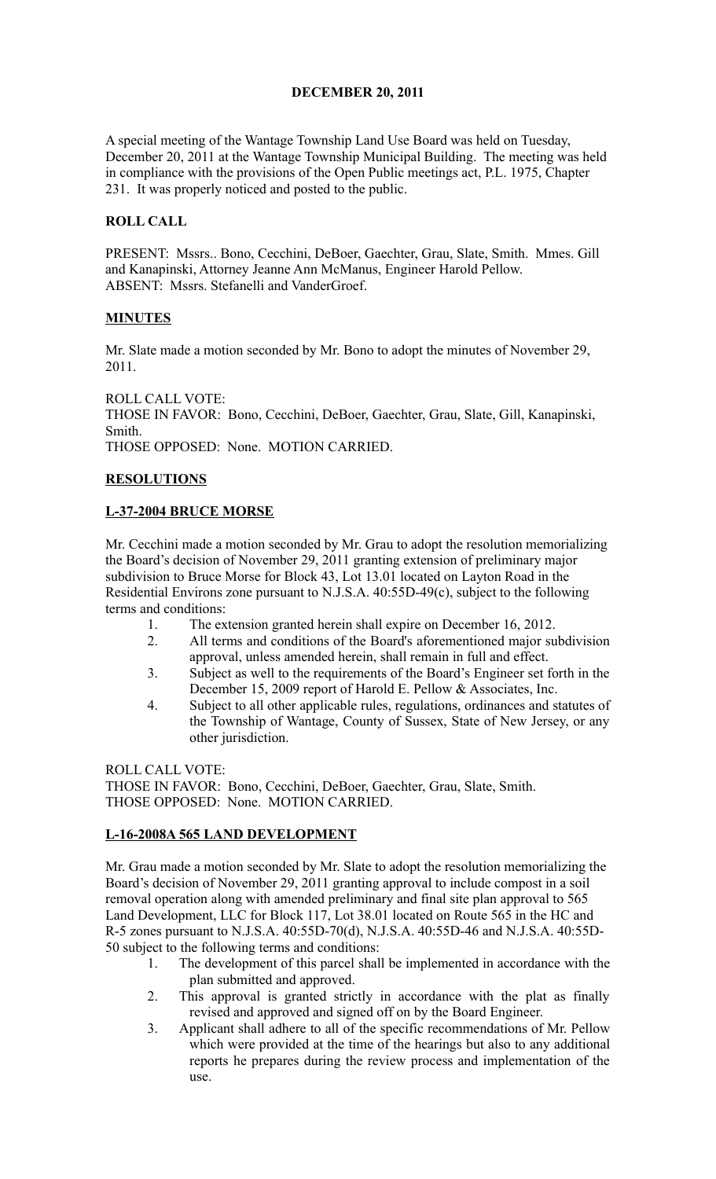**DECEMBER 20, 2011**

A special meeting of the Wantage Township Land Use Board was held on Tuesday, December 20, 2011 at the Wantage Township Municipal Building. The meeting was held in compliance with the provisions of the Open Public meetings act, P.L. 1975, Chapter 231. It was properly noticed and posted to the public.

**ROLL CALL**

PRESENT: Mssrs.. Bono, Cecchini, DeBoer, Gaechter, Grau, Slate, Smith. Mmes. Gill and Kanapinski, Attorney Jeanne Ann McManus, Engineer Harold Pellow.
ABSENT: Mssrs. Stefanelli and VanderGroef.

**MINUTES**

Mr. Slate made a motion seconded by Mr. Bono to adopt the minutes of November 29, 2011.

ROLL CALL VOTE:
THOSE IN FAVOR: Bono, Cecchini, DeBoer, Gaechter, Grau, Slate, Gill, Kanapinski, Smith.
THOSE OPPOSED: None. MOTION CARRIED.

**RESOLUTIONS**

**L-37-2004 BRUCE MORSE**

Mr. Cecchini made a motion seconded by Mr. Grau to adopt the resolution memorializing the Board's decision of November 29, 2011 granting extension of preliminary major subdivision to Bruce Morse for Block 43, Lot 13.01 located on Layton Road in the Residential Environs zone pursuant to N.J.S.A. 40:55D-49(c), subject to the following terms and conditions:

1. The extension granted herein shall expire on December 16, 2012.
2. All terms and conditions of the Board's aforementioned major subdivision approval, unless amended herein, shall remain in full and effect.
3. Subject as well to the requirements of the Board's Engineer set forth in the December 15, 2009 report of Harold E. Pellow & Associates, Inc.
4. Subject to all other applicable rules, regulations, ordinances and statutes of the Township of Wantage, County of Sussex, State of New Jersey, or any other jurisdiction.

ROLL CALL VOTE:
THOSE IN FAVOR: Bono, Cecchini, DeBoer, Gaechter, Grau, Slate, Smith.
THOSE OPPOSED: None. MOTION CARRIED.

**L-16-2008A 565 LAND DEVELOPMENT**

Mr. Grau made a motion seconded by Mr. Slate to adopt the resolution memorializing the Board's decision of November 29, 2011 granting approval to include compost in a soil removal operation along with amended preliminary and final site plan approval to 565 Land Development, LLC for Block 117, Lot 38.01 located on Route 565 in the HC and R-5 zones pursuant to N.J.S.A. 40:55D-70(d), N.J.S.A. 40:55D-46 and N.J.S.A. 40:55D-50 subject to the following terms and conditions:

1. The development of this parcel shall be implemented in accordance with the plan submitted and approved.
2. This approval is granted strictly in accordance with the plat as finally revised and approved and signed off on by the Board Engineer.
3. Applicant shall adhere to all of the specific recommendations of Mr. Pellow which were provided at the time of the hearings but also to any additional reports he prepares during the review process and implementation of the use.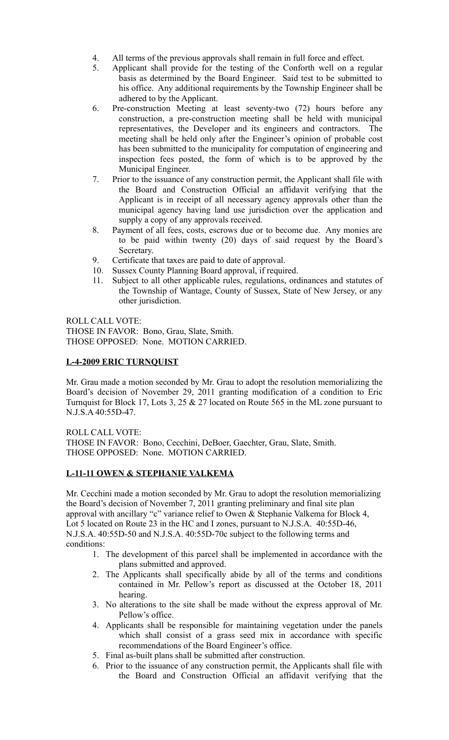4. All terms of the previous approvals shall remain in full force and effect.
5. Applicant shall provide for the testing of the Conforth well on a regular basis as determined by the Board Engineer. Said test to be submitted to his office. Any additional requirements by the Township Engineer shall be adhered to by the Applicant.
6. Pre-construction Meeting at least seventy-two (72) hours before any construction, a pre-construction meeting shall be held with municipal representatives, the Developer and its engineers and contractors. The meeting shall be held only after the Engineer's opinion of probable cost has been submitted to the municipality for computation of engineering and inspection fees posted, the form of which is to be approved by the Municipal Engineer.
7. Prior to the issuance of any construction permit, the Applicant shall file with the Board and Construction Official an affidavit verifying that the Applicant is in receipt of all necessary agency approvals other than the municipal agency having land use jurisdiction over the application and supply a copy of any approvals received.
8. Payment of all fees, costs, escrows due or to become due. Any monies are to be paid within twenty (20) days of said request by the Board's Secretary.
9. Certificate that taxes are paid to date of approval.
10. Sussex County Planning Board approval, if required.
11. Subject to all other applicable rules, regulations, ordinances and statutes of the Township of Wantage, County of Sussex, State of New Jersey, or any other jurisdiction.

ROLL CALL VOTE:
THOSE IN FAVOR: Bono, Grau, Slate, Smith.
THOSE OPPOSED: None. MOTION CARRIED.

**L-4-2009 ERIC TURNQUIST**

Mr. Grau made a motion seconded by Mr. Grau to adopt the resolution memorializing the Board's decision of November 29, 2011 granting modification of a condition to Eric Turnquist for Block 17, Lots 3, 25 & 27 located on Route 565 in the ML zone pursuant to N.J.S.A 40:55D-47.

ROLL CALL VOTE:
THOSE IN FAVOR: Bono, Cecchini, DeBoer, Gaechter, Grau, Slate, Smith.
THOSE OPPOSED: None. MOTION CARRIED.

**L-11-11 OWEN & STEPHANIE VALKEMA**

Mr. Cecchini made a motion seconded by Mr. Grau to adopt the resolution memorializing the Board's decision of November 7, 2011 granting preliminary and final site plan approval with ancillary "c" variance relief to Owen & Stephanie Valkema for Block 4, Lot 5 located on Route 23 in the HC and I zones, pursuant to N.J.S.A. 40:55D-46, N.J.S.A. 40:55D-50 and N.J.S.A. 40:55D-70c subject to the following terms and conditions:

1. The development of this parcel shall be implemented in accordance with the plans submitted and approved.
2. The Applicants shall specifically abide by all of the terms and conditions contained in Mr. Pellow's report as discussed at the October 18, 2011 hearing.
3. No alterations to the site shall be made without the express approval of Mr. Pellow's office.
4. Applicants shall be responsible for maintaining vegetation under the panels which shall consist of a grass seed mix in accordance with specific recommendations of the Board Engineer's office.
5. Final as-built plans shall be submitted after construction.
6. Prior to the issuance of any construction permit, the Applicants shall file with the Board and Construction Official an affidavit verifying that the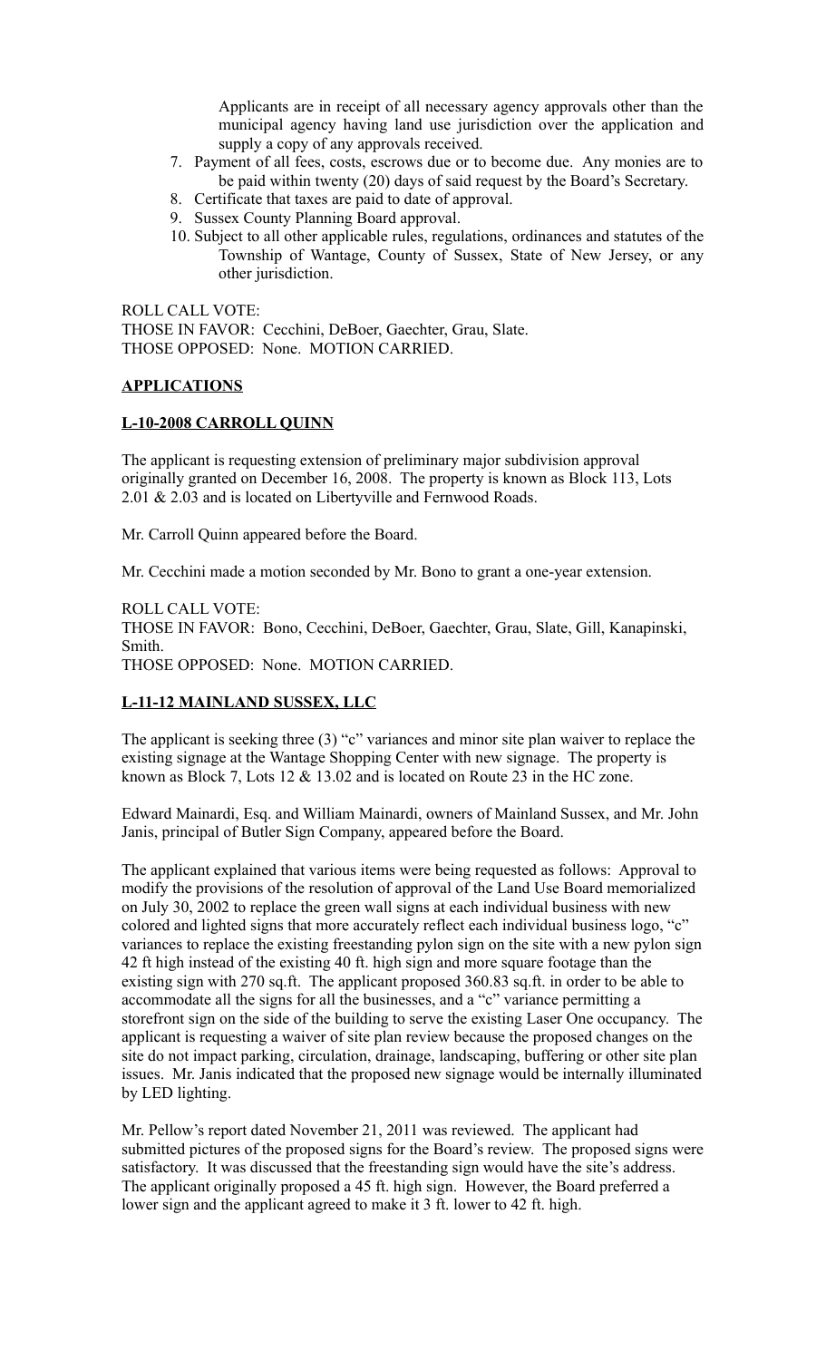Applicants are in receipt of all necessary agency approvals other than the municipal agency having land use jurisdiction over the application and supply a copy of any approvals received.

7. Payment of all fees, costs, escrows due or to become due. Any monies are to be paid within twenty (20) days of said request by the Board's Secretary.
8. Certificate that taxes are paid to date of approval.
9. Sussex County Planning Board approval.
10. Subject to all other applicable rules, regulations, ordinances and statutes of the Township of Wantage, County of Sussex, State of New Jersey, or any other jurisdiction.

ROLL CALL VOTE:
THOSE IN FAVOR: Cecchini, DeBoer, Gaechter, Grau, Slate.
THOSE OPPOSED: None. MOTION CARRIED.

## APPLICATIONS

### L-10-2008 CARROLL QUINN

The applicant is requesting extension of preliminary major subdivision approval originally granted on December 16, 2008. The property is known as Block 113, Lots 2.01 & 2.03 and is located on Libertyville and Fernwood Roads.

Mr. Carroll Quinn appeared before the Board.

Mr. Cecchini made a motion seconded by Mr. Bono to grant a one-year extension.

ROLL CALL VOTE:
THOSE IN FAVOR: Bono, Cecchini, DeBoer, Gaechter, Grau, Slate, Gill, Kanapinski, Smith.
THOSE OPPOSED: None. MOTION CARRIED.

### L-11-12 MAINLAND SUSSEX, LLC

The applicant is seeking three (3) "c" variances and minor site plan waiver to replace the existing signage at the Wantage Shopping Center with new signage. The property is known as Block 7, Lots 12 & 13.02 and is located on Route 23 in the HC zone.

Edward Mainardi, Esq. and William Mainardi, owners of Mainland Sussex, and Mr. John Janis, principal of Butler Sign Company, appeared before the Board.

The applicant explained that various items were being requested as follows: Approval to modify the provisions of the resolution of approval of the Land Use Board memorialized on July 30, 2002 to replace the green wall signs at each individual business with new colored and lighted signs that more accurately reflect each individual business logo, "c" variances to replace the existing freestanding pylon sign on the site with a new pylon sign 42 ft high instead of the existing 40 ft. high sign and more square footage than the existing sign with 270 sq.ft. The applicant proposed 360.83 sq.ft. in order to be able to accommodate all the signs for all the businesses, and a "c" variance permitting a storefront sign on the side of the building to serve the existing Laser One occupancy. The applicant is requesting a waiver of site plan review because the proposed changes on the site do not impact parking, circulation, drainage, landscaping, buffering or other site plan issues. Mr. Janis indicated that the proposed new signage would be internally illuminated by LED lighting.

Mr. Pellow's report dated November 21, 2011 was reviewed. The applicant had submitted pictures of the proposed signs for the Board's review. The proposed signs were satisfactory. It was discussed that the freestanding sign would have the site's address. The applicant originally proposed a 45 ft. high sign. However, the Board preferred a lower sign and the applicant agreed to make it 3 ft. lower to 42 ft. high.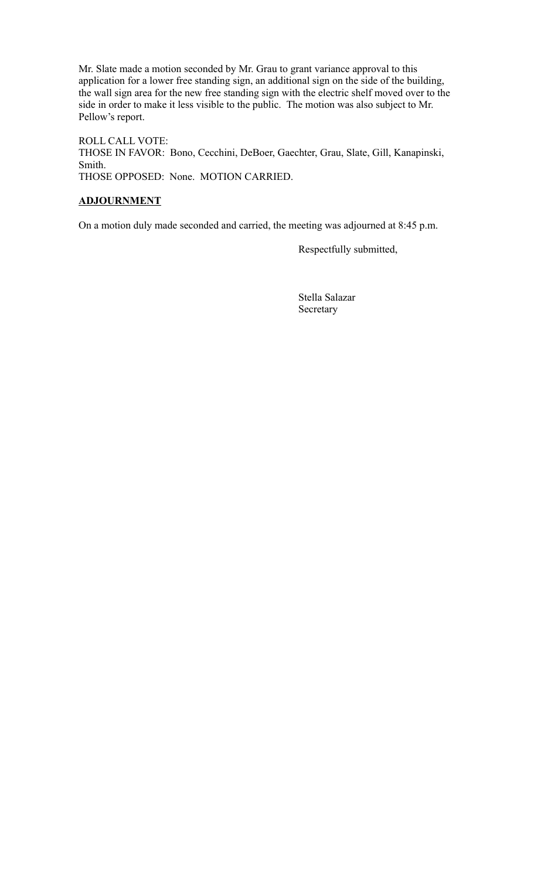Mr. Slate made a motion seconded by Mr. Grau to grant variance approval to this application for a lower free standing sign, an additional sign on the side of the building, the wall sign area for the new free standing sign with the electric shelf moved over to the side in order to make it less visible to the public. The motion was also subject to Mr. Pellow's report.

ROLL CALL VOTE:
THOSE IN FAVOR: Bono, Cecchini, DeBoer, Gaechter, Grau, Slate, Gill, Kanapinski, Smith.
THOSE OPPOSED: None. MOTION CARRIED.

**ADJOURNMENT**

On a motion duly made seconded and carried, the meeting was adjourned at 8:45 p.m.

Respectfully submitted,

Stella Salazar
Secretary